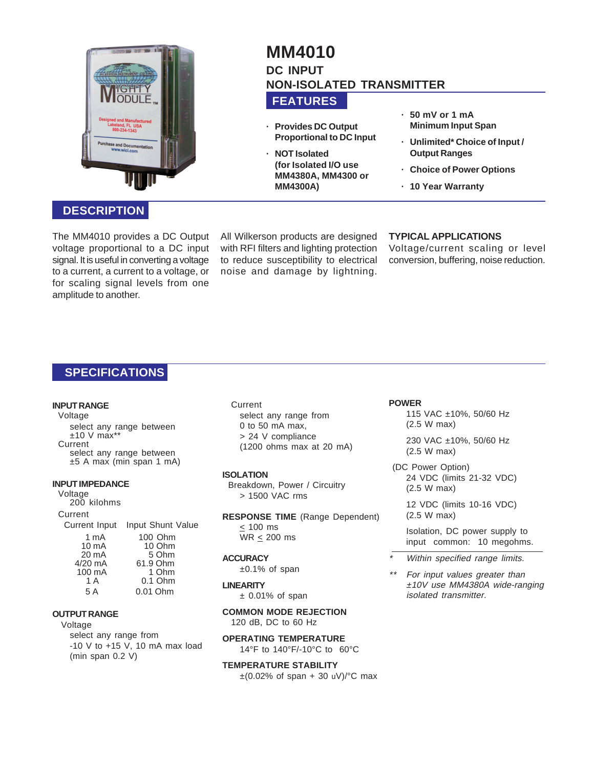# MM4010

## DC INPUT NON-ISOLATED TRANSMITTER

## FEATURES

- Provides DC Output Proportional to DC Input
- NOT Isolated (for Isolated I/O use MM4380A, MM4300 or MM4300A)
- 50 mV or 1 mA Minimum Input Span
- Unlimited* Choice of Input / Output Ranges
- Choice of Power Options
- 10 Year Warranty

## DESCRIPTION

The MM4010 provides a DC Output voltage proportional to a DC input signal. It is useful in converting a voltage to a current, a current to a voltage, or for scaling signal levels from one amplitude to another.

All Wilkerson products are designed with RFI filters and lighting protection to reduce susceptibility to electrical noise and damage by lightning.

**TYPICAL APPLICATIONS**
Voltage/current scaling or level conversion, buffering, noise reduction.

## SPECIFICATIONS

**INPUT RANGE**

Voltage
select any range between ±10 V max**

Current
select any range between ±5 A max (min span 1 mA)

**INPUT IMPEDANCE**

Voltage
200 kilohms

Current

| Current Input | Input Shunt Value |
|---|---|
| 1 mA | 100 Ohm |
| 10 mA | 10 Ohm |
| 20 mA | 5 Ohm |
| 4/20 mA | 61.9 Ohm |
| 100 mA | 1 Ohm |
| 1 A | 0.1 Ohm |
| 5 A | 0.01 Ohm |

**OUTPUT RANGE**

Voltage
select any range from -10 V to +15 V, 10 mA max load (min span 0.2 V)

Current
select any range from 0 to 50 mA max, > 24 V compliance (1200 ohms max at 20 mA)

**ISOLATION**

Breakdown, Power / Circuitry
> 1500 VAC rms

**RESPONSE TIME** (Range Dependent)
$\leq$ 100 ms
WR $\leq$ 200 ms

**ACCURACY**
±0.1% of span

**LINEARITY**
± 0.01% of span

**COMMON MODE REJECTION**
120 dB, DC to 60 Hz

**OPERATING TEMPERATURE**
14°F to 140°F/-10°C to 60°C

**TEMPERATURE STABILITY**
±(0.02% of span + 30 uV)/°C max

**POWER**

115 VAC ±10%, 50/60 Hz (2.5 W max)

230 VAC ±10%, 50/60 Hz (2.5 W max)

(DC Power Option)

24 VDC (limits 21-32 VDC) (2.5 W max)

12 VDC (limits 10-16 VDC) (2.5 W max)

Isolation, DC power supply to input common: 10 megohms.

\* *Within specified range limits.*

\*\* *For input values greater than ±10V use MM4380A wide-ranging isolated transmitter.*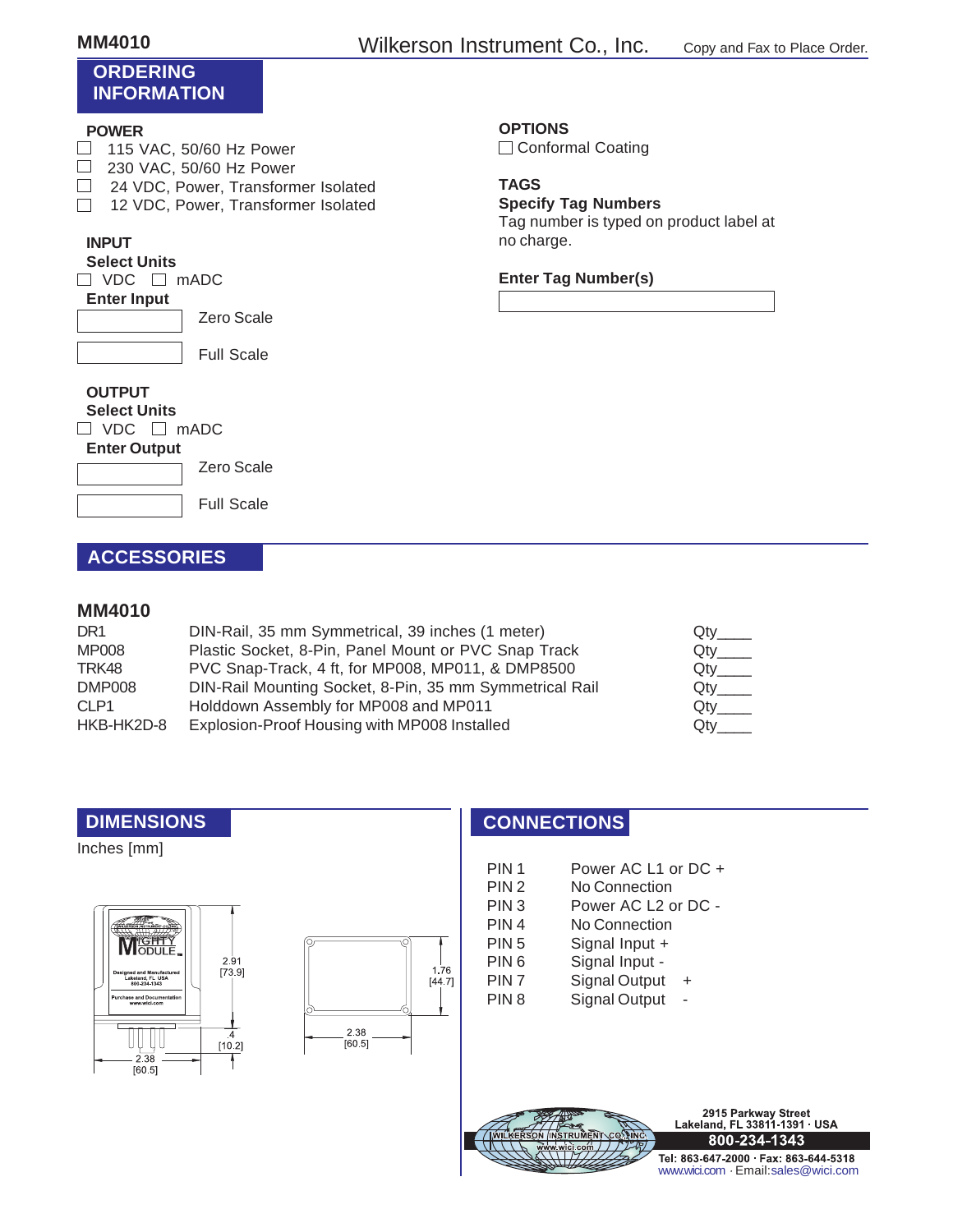## ORDERING INFORMATION

### POWER

- ☐ 115 VAC, 50/60 Hz Power
- ☐ 230 VAC, 50/60 Hz Power
- ☐ 24 VDC, Power, Transformer Isolated
- ☐ 12 VDC, Power, Transformer Isolated

### INPUT

**Select Units**

☐ VDC ☐ mADC

**Enter Input**

\_\_\_\_\_\_\_\_ Zero Scale

\_\_\_\_\_\_\_\_ Full Scale

### OUTPUT

**Select Units**

☐ VDC ☐ mADC

**Enter Output**

\_\_\_\_\_\_\_\_ Zero Scale

\_\_\_\_\_\_\_\_ Full Scale

### OPTIONS

☐ Conformal Coating

### TAGS

**Specify Tag Numbers**

Tag number is typed on product label at no charge.

**Enter Tag Number(s)**

\_\_\_\_\_\_\_\_\_\_\_\_\_\_\_\_

## ACCESSORIES

### MM4010

| | | |
|---|---|---|
| DR1 | DIN-Rail, 35 mm Symmetrical, 39 inches (1 meter) | Qty\_\_\_\_ |
| MP008 | Plastic Socket, 8-Pin, Panel Mount or PVC Snap Track | Qty\_\_\_\_ |
| TRK48 | PVC Snap-Track, 4 ft, for MP008, MP011, & DMP8500 | Qty\_\_\_\_ |
| DMP008 | DIN-Rail Mounting Socket, 8-Pin, 35 mm Symmetrical Rail | Qty\_\_\_\_ |
| CLP1 | Holddown Assembly for MP008 and MP011 | Qty\_\_\_\_ |
| HKB-HK2D-8 | Explosion-Proof Housing with MP008 Installed | Qty\_\_\_\_ |

## DIMENSIONS

Inches [mm]

MIGHTY MODULE

Designed and Manufactured
Lakeland, FL USA
800-234-1343

Purchase and Documentation
www.wici.com

2.91
[73.9]

.4
[10.2]

2.38
[60.5]

1.76
[44.7]

2.38
[60.5]

## CONNECTIONS

| | |
|---|---|
| PIN 1 | Power AC L1 or DC + |
| PIN 2 | No Connection |
| PIN 3 | Power AC L2 or DC - |
| PIN 4 | No Connection |
| PIN 5 | Signal Input + |
| PIN 6 | Signal Input - |
| PIN 7 | Signal Output + |
| PIN 8 | Signal Output - |

WILKERSON INSTRUMENT CO., INC.
www.wici.com

2915 Parkway Street
Lakeland, FL 33811-1391 · USA
800-234-1343
Tel: 863-647-2000 · Fax: 863-644-5318
www.wici.com · Email:sales@wici.com